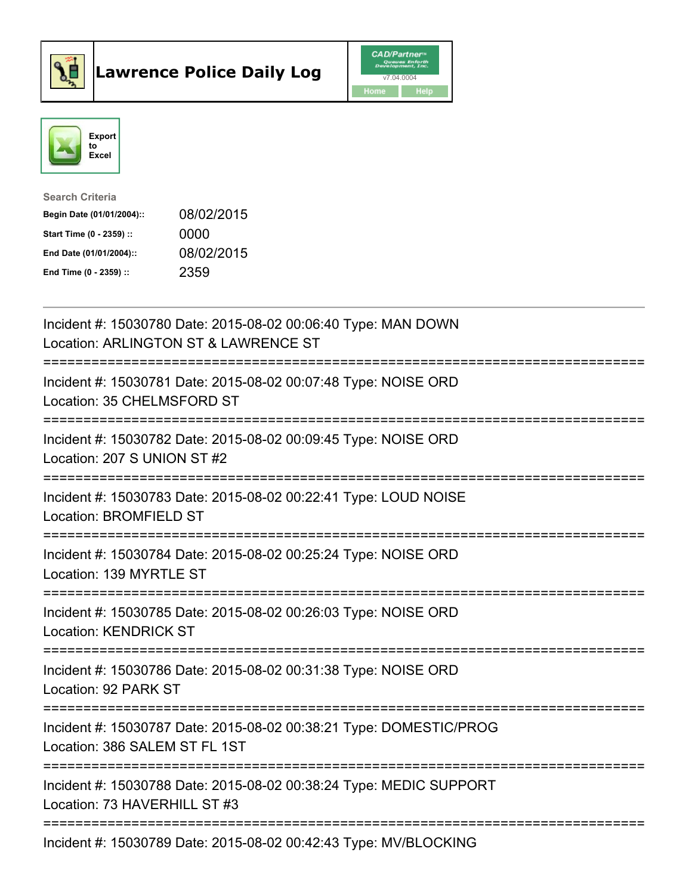# Lawrence Police Daily Log

Export to Excel

Search Criteria

| | |
|---|---|
| **Begin Date (01/01/2004)::** | 08/02/2015 |
| **Start Time (0 - 2359) ::** | 0000 |
| **End Date (01/01/2004)::** | 08/02/2015 |
| **End Time (0 - 2359) ::** | 2359 |

Incident #: 15030780 Date: 2015-08-02 00:06:40 Type: MAN DOWN
Location: ARLINGTON ST & LAWRENCE ST

===========================================================================

Incident #: 15030781 Date: 2015-08-02 00:07:48 Type: NOISE ORD
Location: 35 CHELMSFORD ST

===========================================================================

Incident #: 15030782 Date: 2015-08-02 00:09:45 Type: NOISE ORD
Location: 207 S UNION ST #2

===========================================================================

Incident #: 15030783 Date: 2015-08-02 00:22:41 Type: LOUD NOISE
Location: BROMFIELD ST

===========================================================================

Incident #: 15030784 Date: 2015-08-02 00:25:24 Type: NOISE ORD
Location: 139 MYRTLE ST

===========================================================================

Incident #: 15030785 Date: 2015-08-02 00:26:03 Type: NOISE ORD
Location: KENDRICK ST

===========================================================================

Incident #: 15030786 Date: 2015-08-02 00:31:38 Type: NOISE ORD
Location: 92 PARK ST

===========================================================================

Incident #: 15030787 Date: 2015-08-02 00:38:21 Type: DOMESTIC/PROG
Location: 386 SALEM ST FL 1ST

===========================================================================

Incident #: 15030788 Date: 2015-08-02 00:38:24 Type: MEDIC SUPPORT
Location: 73 HAVERHILL ST #3

===========================================================================

Incident #: 15030789 Date: 2015-08-02 00:42:43 Type: MV/BLOCKING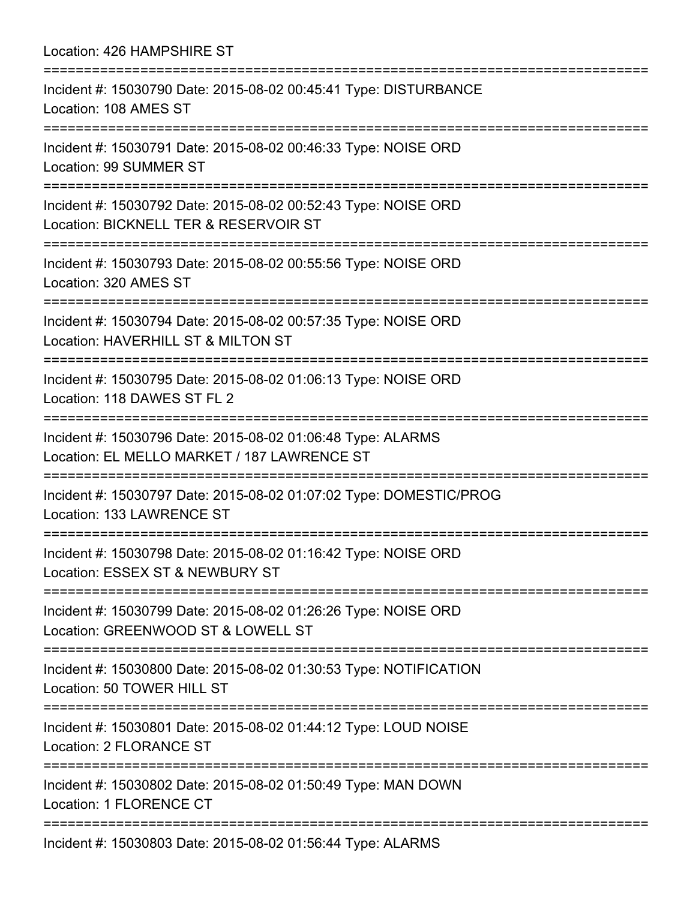Location: 426 HAMPSHIRE ST

===========================================================================

Incident #: 15030790 Date: 2015-08-02 00:45:41 Type: DISTURBANCE

Location: 108 AMES ST

===========================================================================

Incident #: 15030791 Date: 2015-08-02 00:46:33 Type: NOISE ORD

Location: 99 SUMMER ST

===========================================================================

Incident #: 15030792 Date: 2015-08-02 00:52:43 Type: NOISE ORD

Location: BICKNELL TER & RESERVOIR ST

===========================================================================

Incident #: 15030793 Date: 2015-08-02 00:55:56 Type: NOISE ORD

Location: 320 AMES ST

===========================================================================

Incident #: 15030794 Date: 2015-08-02 00:57:35 Type: NOISE ORD

Location: HAVERHILL ST & MILTON ST

===========================================================================

Incident #: 15030795 Date: 2015-08-02 01:06:13 Type: NOISE ORD

Location: 118 DAWES ST FL 2

===========================================================================

Incident #: 15030796 Date: 2015-08-02 01:06:48 Type: ALARMS

Location: EL MELLO MARKET / 187 LAWRENCE ST

===========================================================================

Incident #: 15030797 Date: 2015-08-02 01:07:02 Type: DOMESTIC/PROG

Location: 133 LAWRENCE ST

===========================================================================

Incident #: 15030798 Date: 2015-08-02 01:16:42 Type: NOISE ORD

Location: ESSEX ST & NEWBURY ST

===========================================================================

Incident #: 15030799 Date: 2015-08-02 01:26:26 Type: NOISE ORD

Location: GREENWOOD ST & LOWELL ST

===========================================================================

Incident #: 15030800 Date: 2015-08-02 01:30:53 Type: NOTIFICATION

Location: 50 TOWER HILL ST

===========================================================================

Incident #: 15030801 Date: 2015-08-02 01:44:12 Type: LOUD NOISE

Location: 2 FLORANCE ST

===========================================================================

Incident #: 15030802 Date: 2015-08-02 01:50:49 Type: MAN DOWN

Location: 1 FLORENCE CT

===========================================================================

Incident #: 15030803 Date: 2015-08-02 01:56:44 Type: ALARMS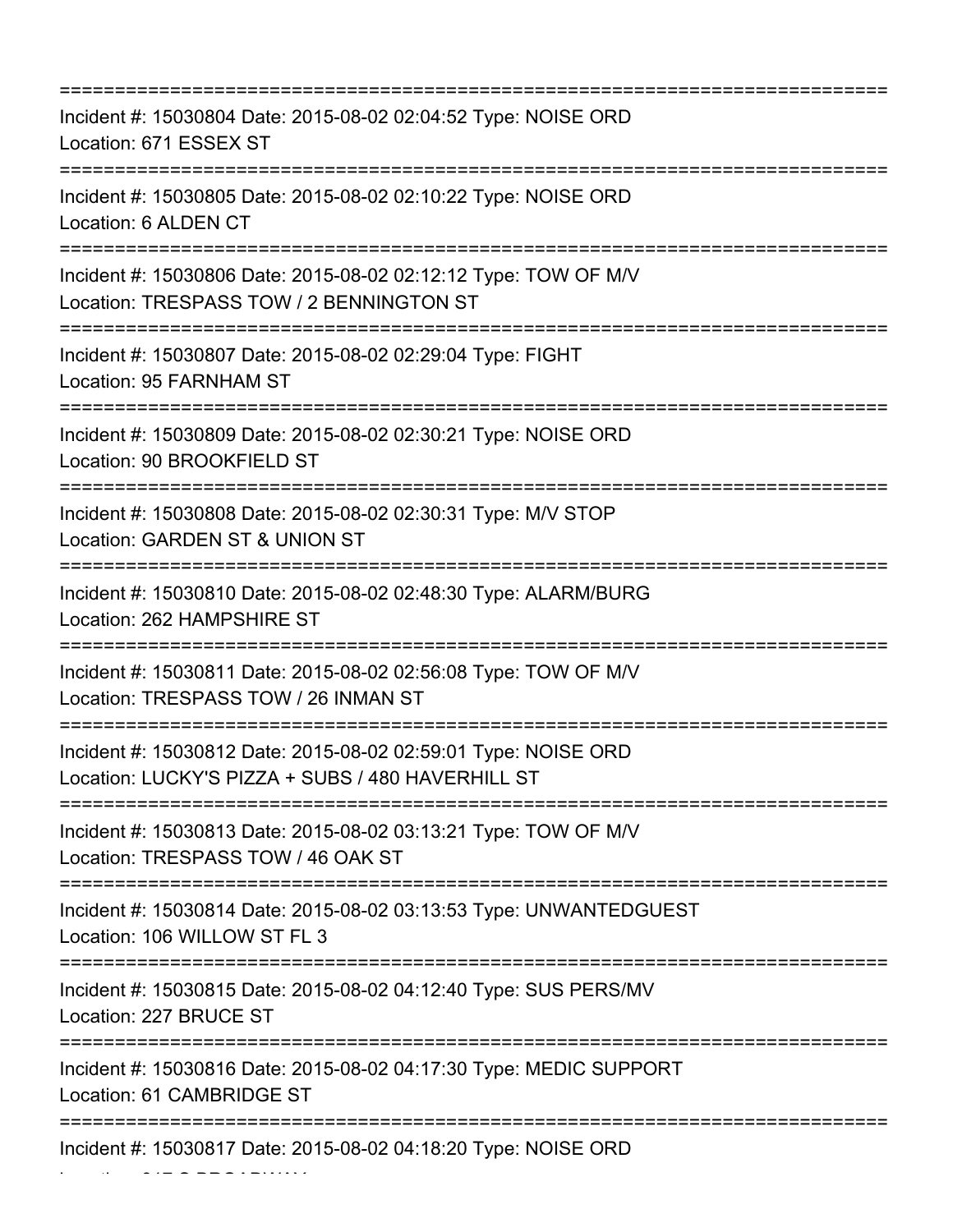===========================================================================
Incident #: 15030804 Date: 2015-08-02 02:04:52 Type: NOISE ORD
Location: 671 ESSEX ST
===========================================================================
Incident #: 15030805 Date: 2015-08-02 02:10:22 Type: NOISE ORD
Location: 6 ALDEN CT
===========================================================================
Incident #: 15030806 Date: 2015-08-02 02:12:12 Type: TOW OF M/V
Location: TRESPASS TOW / 2 BENNINGTON ST
===========================================================================
Incident #: 15030807 Date: 2015-08-02 02:29:04 Type: FIGHT
Location: 95 FARNHAM ST
===========================================================================
Incident #: 15030809 Date: 2015-08-02 02:30:21 Type: NOISE ORD
Location: 90 BROOKFIELD ST
===========================================================================
Incident #: 15030808 Date: 2015-08-02 02:30:31 Type: M/V STOP
Location: GARDEN ST & UNION ST
===========================================================================
Incident #: 15030810 Date: 2015-08-02 02:48:30 Type: ALARM/BURG
Location: 262 HAMPSHIRE ST
===========================================================================
Incident #: 15030811 Date: 2015-08-02 02:56:08 Type: TOW OF M/V
Location: TRESPASS TOW / 26 INMAN ST
===========================================================================
Incident #: 15030812 Date: 2015-08-02 02:59:01 Type: NOISE ORD
Location: LUCKY'S PIZZA + SUBS / 480 HAVERHILL ST
===========================================================================
Incident #: 15030813 Date: 2015-08-02 03:13:21 Type: TOW OF M/V
Location: TRESPASS TOW / 46 OAK ST
===========================================================================
Incident #: 15030814 Date: 2015-08-02 03:13:53 Type: UNWANTEDGUEST
Location: 106 WILLOW ST FL 3
===========================================================================
Incident #: 15030815 Date: 2015-08-02 04:12:40 Type: SUS PERS/MV
Location: 227 BRUCE ST
===========================================================================
Incident #: 15030816 Date: 2015-08-02 04:17:30 Type: MEDIC SUPPORT
Location: 61 CAMBRIDGE ST
===========================================================================
Incident #: 15030817 Date: 2015-08-02 04:18:20 Type: NOISE ORD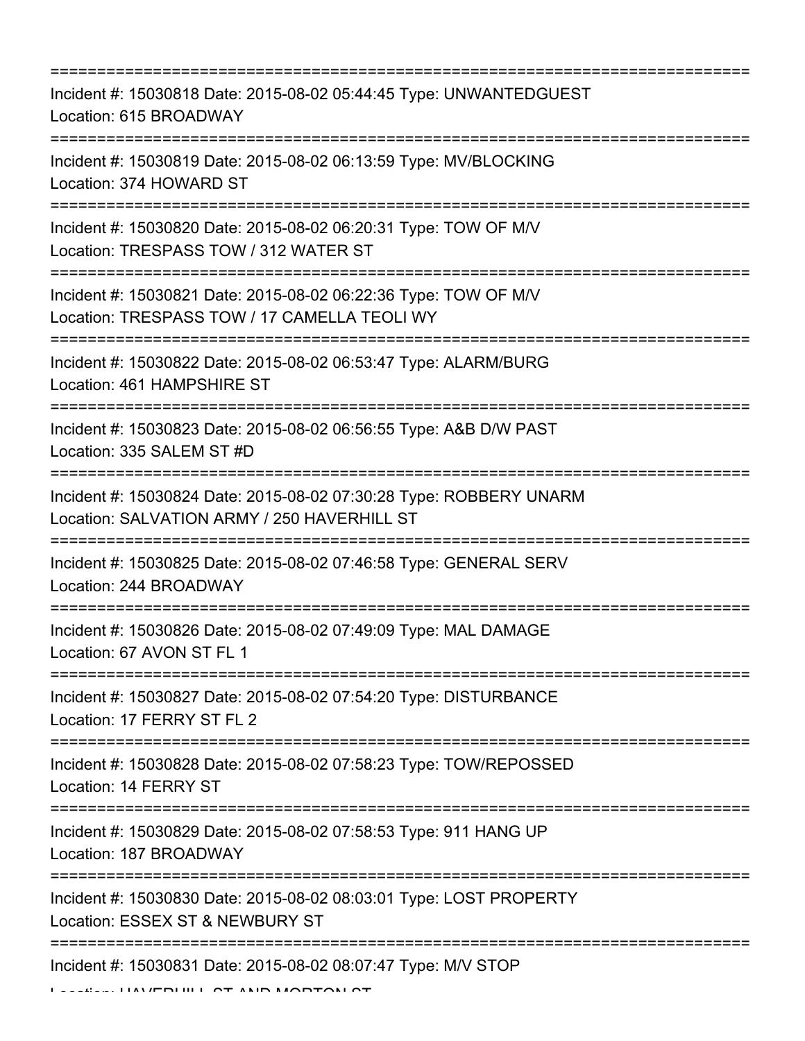===========================================================================

Incident #: 15030818 Date: 2015-08-02 05:44:45 Type: UNWANTEDGUEST
Location: 615 BROADWAY

===========================================================================

Incident #: 15030819 Date: 2015-08-02 06:13:59 Type: MV/BLOCKING
Location: 374 HOWARD ST

===========================================================================

Incident #: 15030820 Date: 2015-08-02 06:20:31 Type: TOW OF M/V
Location: TRESPASS TOW / 312 WATER ST

===========================================================================

Incident #: 15030821 Date: 2015-08-02 06:22:36 Type: TOW OF M/V
Location: TRESPASS TOW / 17 CAMELLA TEOLI WY

===========================================================================

Incident #: 15030822 Date: 2015-08-02 06:53:47 Type: ALARM/BURG
Location: 461 HAMPSHIRE ST

===========================================================================

Incident #: 15030823 Date: 2015-08-02 06:56:55 Type: A&B D/W PAST
Location: 335 SALEM ST #D

===========================================================================

Incident #: 15030824 Date: 2015-08-02 07:30:28 Type: ROBBERY UNARM
Location: SALVATION ARMY / 250 HAVERHILL ST

===========================================================================

Incident #: 15030825 Date: 2015-08-02 07:46:58 Type: GENERAL SERV
Location: 244 BROADWAY

===========================================================================

Incident #: 15030826 Date: 2015-08-02 07:49:09 Type: MAL DAMAGE
Location: 67 AVON ST FL 1

===========================================================================

Incident #: 15030827 Date: 2015-08-02 07:54:20 Type: DISTURBANCE
Location: 17 FERRY ST FL 2

===========================================================================

Incident #: 15030828 Date: 2015-08-02 07:58:23 Type: TOW/REPOSSED
Location: 14 FERRY ST

===========================================================================

Incident #: 15030829 Date: 2015-08-02 07:58:53 Type: 911 HANG UP
Location: 187 BROADWAY

===========================================================================

Incident #: 15030830 Date: 2015-08-02 08:03:01 Type: LOST PROPERTY
Location: ESSEX ST & NEWBURY ST

===========================================================================

Incident #: 15030831 Date: 2015-08-02 08:07:47 Type: M/V STOP
Location: HAVERHILL ST AND MORTON ST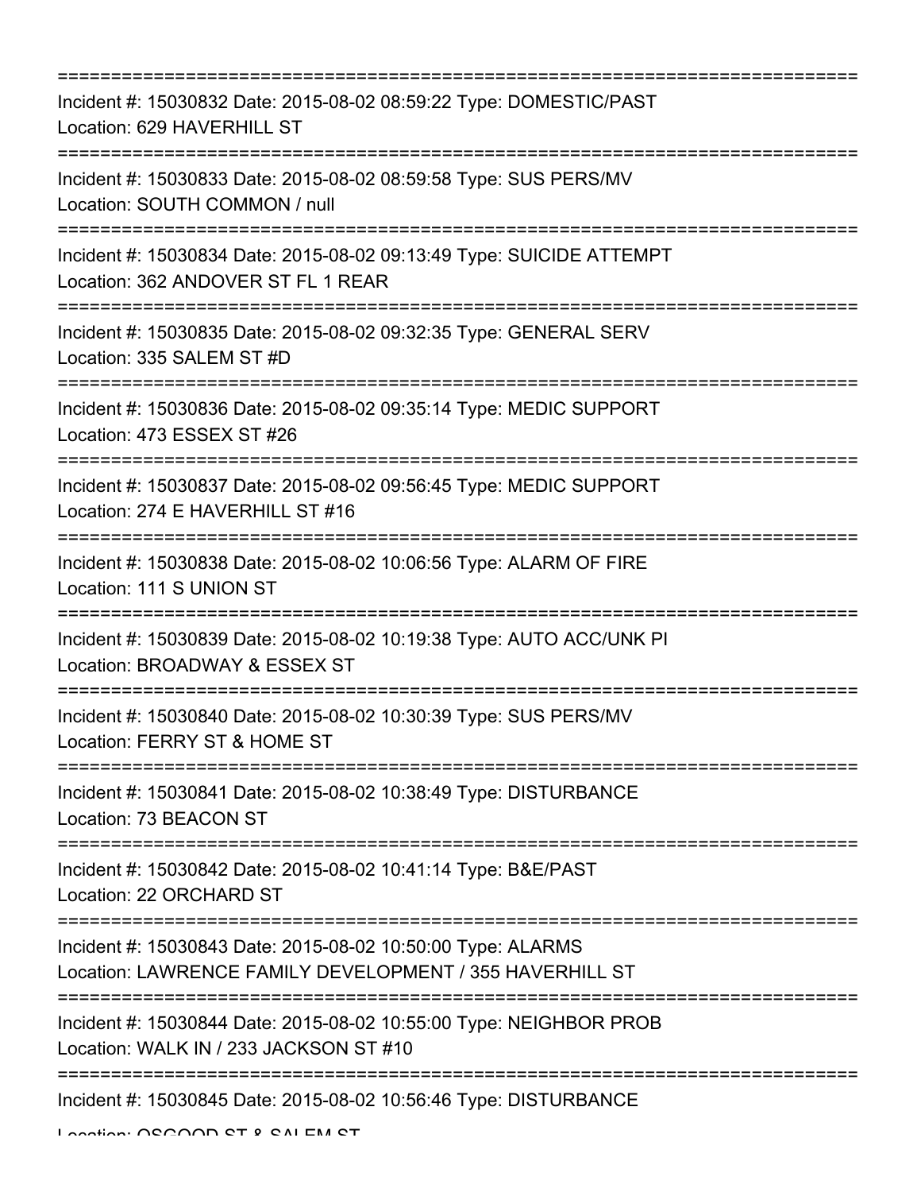===========================================================================

Incident #: 15030832 Date: 2015-08-02 08:59:22 Type: DOMESTIC/PAST
Location: 629 HAVERHILL ST

===========================================================================

Incident #: 15030833 Date: 2015-08-02 08:59:58 Type: SUS PERS/MV
Location: SOUTH COMMON / null

===========================================================================

Incident #: 15030834 Date: 2015-08-02 09:13:49 Type: SUICIDE ATTEMPT
Location: 362 ANDOVER ST FL 1 REAR

===========================================================================

Incident #: 15030835 Date: 2015-08-02 09:32:35 Type: GENERAL SERV
Location: 335 SALEM ST #D

===========================================================================

Incident #: 15030836 Date: 2015-08-02 09:35:14 Type: MEDIC SUPPORT
Location: 473 ESSEX ST #26

===========================================================================

Incident #: 15030837 Date: 2015-08-02 09:56:45 Type: MEDIC SUPPORT
Location: 274 E HAVERHILL ST #16

===========================================================================

Incident #: 15030838 Date: 2015-08-02 10:06:56 Type: ALARM OF FIRE
Location: 111 S UNION ST

===========================================================================

Incident #: 15030839 Date: 2015-08-02 10:19:38 Type: AUTO ACC/UNK PI
Location: BROADWAY & ESSEX ST

===========================================================================

Incident #: 15030840 Date: 2015-08-02 10:30:39 Type: SUS PERS/MV
Location: FERRY ST & HOME ST

===========================================================================

Incident #: 15030841 Date: 2015-08-02 10:38:49 Type: DISTURBANCE
Location: 73 BEACON ST

===========================================================================

Incident #: 15030842 Date: 2015-08-02 10:41:14 Type: B&E/PAST
Location: 22 ORCHARD ST

===========================================================================

Incident #: 15030843 Date: 2015-08-02 10:50:00 Type: ALARMS
Location: LAWRENCE FAMILY DEVELOPMENT / 355 HAVERHILL ST

===========================================================================

Incident #: 15030844 Date: 2015-08-02 10:55:00 Type: NEIGHBOR PROB
Location: WALK IN / 233 JACKSON ST #10

===========================================================================

Incident #: 15030845 Date: 2015-08-02 10:56:46 Type: DISTURBANCE
Location: OSGOOD ST & SALEM ST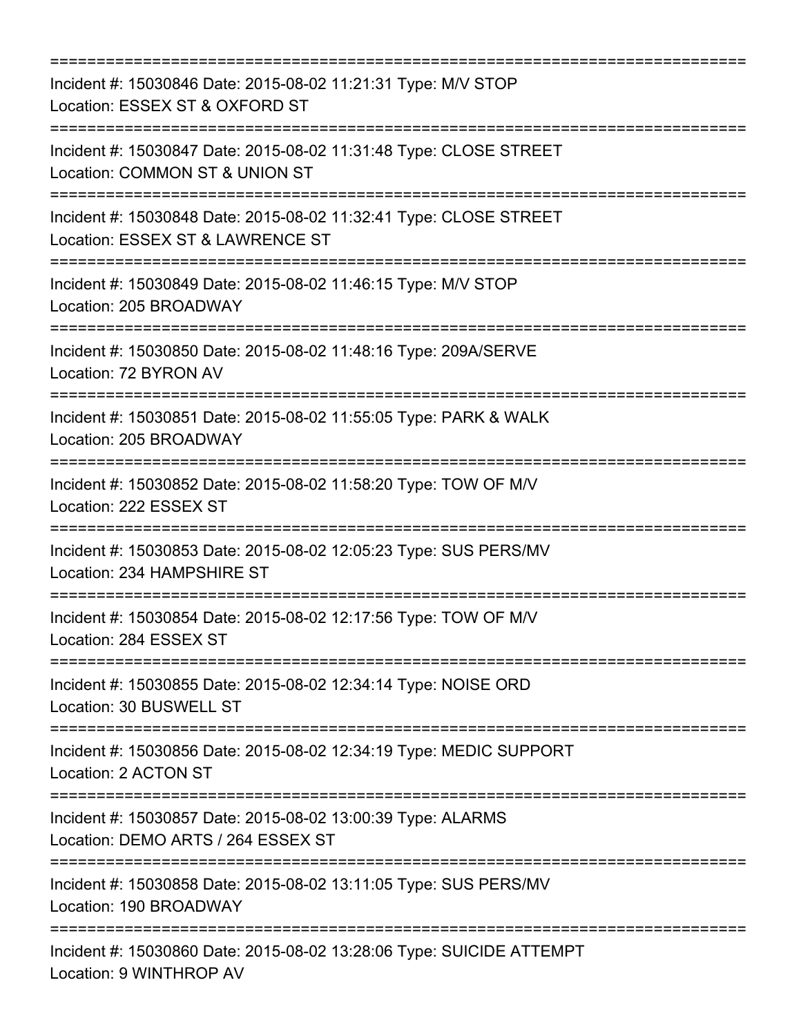===========================================================================

Incident #: 15030846 Date: 2015-08-02 11:21:31 Type: M/V STOP
Location: ESSEX ST & OXFORD ST

===========================================================================

Incident #: 15030847 Date: 2015-08-02 11:31:48 Type: CLOSE STREET
Location: COMMON ST & UNION ST

===========================================================================

Incident #: 15030848 Date: 2015-08-02 11:32:41 Type: CLOSE STREET
Location: ESSEX ST & LAWRENCE ST

===========================================================================

Incident #: 15030849 Date: 2015-08-02 11:46:15 Type: M/V STOP
Location: 205 BROADWAY

===========================================================================

Incident #: 15030850 Date: 2015-08-02 11:48:16 Type: 209A/SERVE
Location: 72 BYRON AV

===========================================================================

Incident #: 15030851 Date: 2015-08-02 11:55:05 Type: PARK & WALK
Location: 205 BROADWAY

===========================================================================

Incident #: 15030852 Date: 2015-08-02 11:58:20 Type: TOW OF M/V
Location: 222 ESSEX ST

===========================================================================

Incident #: 15030853 Date: 2015-08-02 12:05:23 Type: SUS PERS/MV
Location: 234 HAMPSHIRE ST

===========================================================================

Incident #: 15030854 Date: 2015-08-02 12:17:56 Type: TOW OF M/V
Location: 284 ESSEX ST

===========================================================================

Incident #: 15030855 Date: 2015-08-02 12:34:14 Type: NOISE ORD
Location: 30 BUSWELL ST

===========================================================================

Incident #: 15030856 Date: 2015-08-02 12:34:19 Type: MEDIC SUPPORT
Location: 2 ACTON ST

===========================================================================

Incident #: 15030857 Date: 2015-08-02 13:00:39 Type: ALARMS
Location: DEMO ARTS / 264 ESSEX ST

===========================================================================

Incident #: 15030858 Date: 2015-08-02 13:11:05 Type: SUS PERS/MV
Location: 190 BROADWAY

===========================================================================

Incident #: 15030860 Date: 2015-08-02 13:28:06 Type: SUICIDE ATTEMPT
Location: 9 WINTHROP AV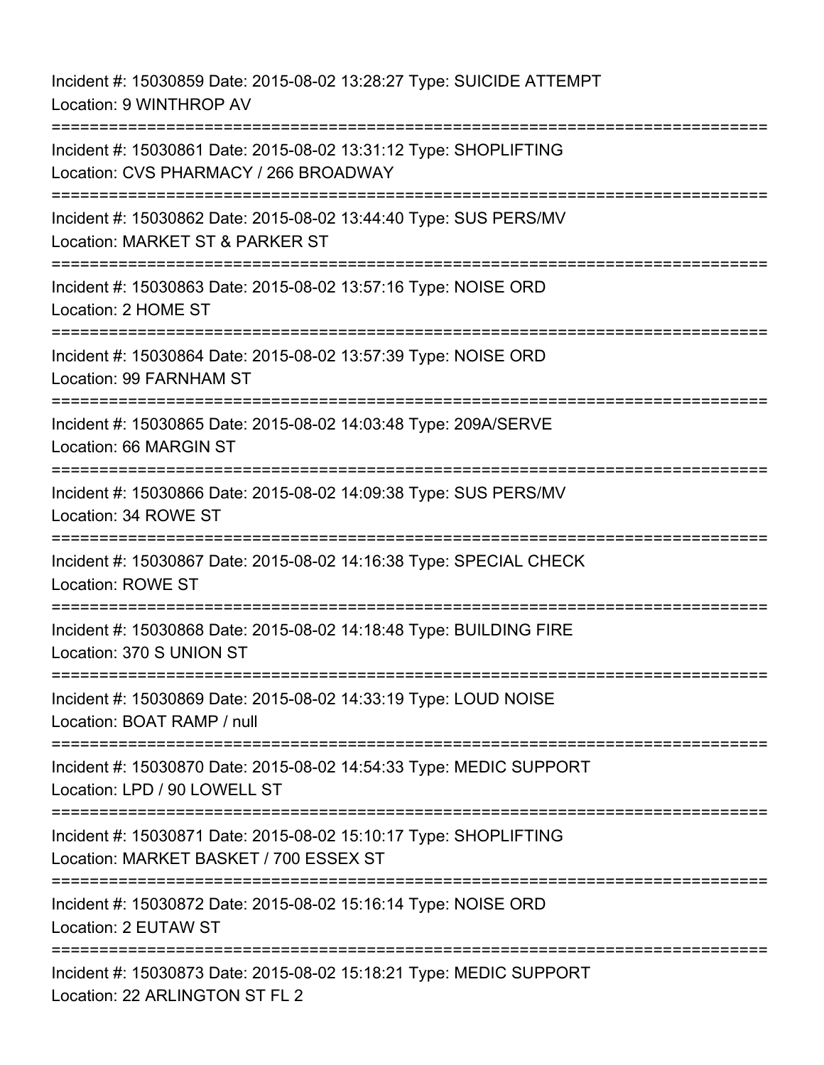Incident #: 15030859 Date: 2015-08-02 13:28:27 Type: SUICIDE ATTEMPT
Location: 9 WINTHROP AV

===========================================================================

Incident #: 15030861 Date: 2015-08-02 13:31:12 Type: SHOPLIFTING
Location: CVS PHARMACY / 266 BROADWAY

===========================================================================

Incident #: 15030862 Date: 2015-08-02 13:44:40 Type: SUS PERS/MV
Location: MARKET ST & PARKER ST

===========================================================================

Incident #: 15030863 Date: 2015-08-02 13:57:16 Type: NOISE ORD
Location: 2 HOME ST

===========================================================================

Incident #: 15030864 Date: 2015-08-02 13:57:39 Type: NOISE ORD
Location: 99 FARNHAM ST

===========================================================================

Incident #: 15030865 Date: 2015-08-02 14:03:48 Type: 209A/SERVE
Location: 66 MARGIN ST

===========================================================================

Incident #: 15030866 Date: 2015-08-02 14:09:38 Type: SUS PERS/MV
Location: 34 ROWE ST

===========================================================================

Incident #: 15030867 Date: 2015-08-02 14:16:38 Type: SPECIAL CHECK
Location: ROWE ST

===========================================================================

Incident #: 15030868 Date: 2015-08-02 14:18:48 Type: BUILDING FIRE
Location: 370 S UNION ST

===========================================================================

Incident #: 15030869 Date: 2015-08-02 14:33:19 Type: LOUD NOISE
Location: BOAT RAMP / null

===========================================================================

Incident #: 15030870 Date: 2015-08-02 14:54:33 Type: MEDIC SUPPORT
Location: LPD / 90 LOWELL ST

===========================================================================

Incident #: 15030871 Date: 2015-08-02 15:10:17 Type: SHOPLIFTING
Location: MARKET BASKET / 700 ESSEX ST

===========================================================================

Incident #: 15030872 Date: 2015-08-02 15:16:14 Type: NOISE ORD
Location: 2 EUTAW ST

===========================================================================

Incident #: 15030873 Date: 2015-08-02 15:18:21 Type: MEDIC SUPPORT
Location: 22 ARLINGTON ST FL 2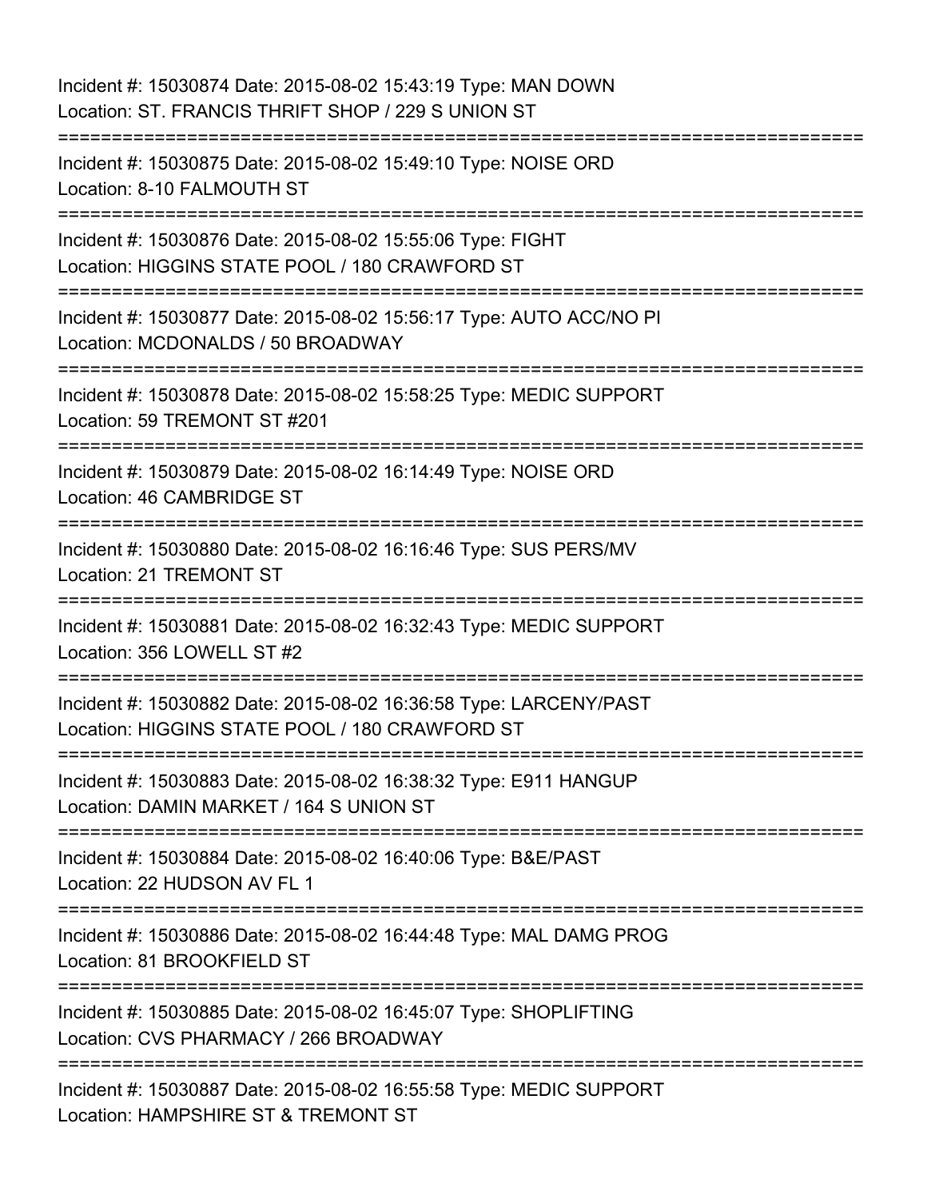Incident #: 15030874 Date: 2015-08-02 15:43:19 Type: MAN DOWN
Location: ST. FRANCIS THRIFT SHOP / 229 S UNION ST

===========================================================================

Incident #: 15030875 Date: 2015-08-02 15:49:10 Type: NOISE ORD
Location: 8-10 FALMOUTH ST

===========================================================================

Incident #: 15030876 Date: 2015-08-02 15:55:06 Type: FIGHT
Location: HIGGINS STATE POOL / 180 CRAWFORD ST

===========================================================================

Incident #: 15030877 Date: 2015-08-02 15:56:17 Type: AUTO ACC/NO PI
Location: MCDONALDS / 50 BROADWAY

===========================================================================

Incident #: 15030878 Date: 2015-08-02 15:58:25 Type: MEDIC SUPPORT
Location: 59 TREMONT ST #201

===========================================================================

Incident #: 15030879 Date: 2015-08-02 16:14:49 Type: NOISE ORD
Location: 46 CAMBRIDGE ST

===========================================================================

Incident #: 15030880 Date: 2015-08-02 16:16:46 Type: SUS PERS/MV
Location: 21 TREMONT ST

===========================================================================

Incident #: 15030881 Date: 2015-08-02 16:32:43 Type: MEDIC SUPPORT
Location: 356 LOWELL ST #2

===========================================================================

Incident #: 15030882 Date: 2015-08-02 16:36:58 Type: LARCENY/PAST
Location: HIGGINS STATE POOL / 180 CRAWFORD ST

===========================================================================

Incident #: 15030883 Date: 2015-08-02 16:38:32 Type: E911 HANGUP
Location: DAMIN MARKET / 164 S UNION ST

===========================================================================

Incident #: 15030884 Date: 2015-08-02 16:40:06 Type: B&E/PAST
Location: 22 HUDSON AV FL 1

===========================================================================

Incident #: 15030886 Date: 2015-08-02 16:44:48 Type: MAL DAMG PROG
Location: 81 BROOKFIELD ST

===========================================================================

Incident #: 15030885 Date: 2015-08-02 16:45:07 Type: SHOPLIFTING
Location: CVS PHARMACY / 266 BROADWAY

===========================================================================

Incident #: 15030887 Date: 2015-08-02 16:55:58 Type: MEDIC SUPPORT
Location: HAMPSHIRE ST & TREMONT ST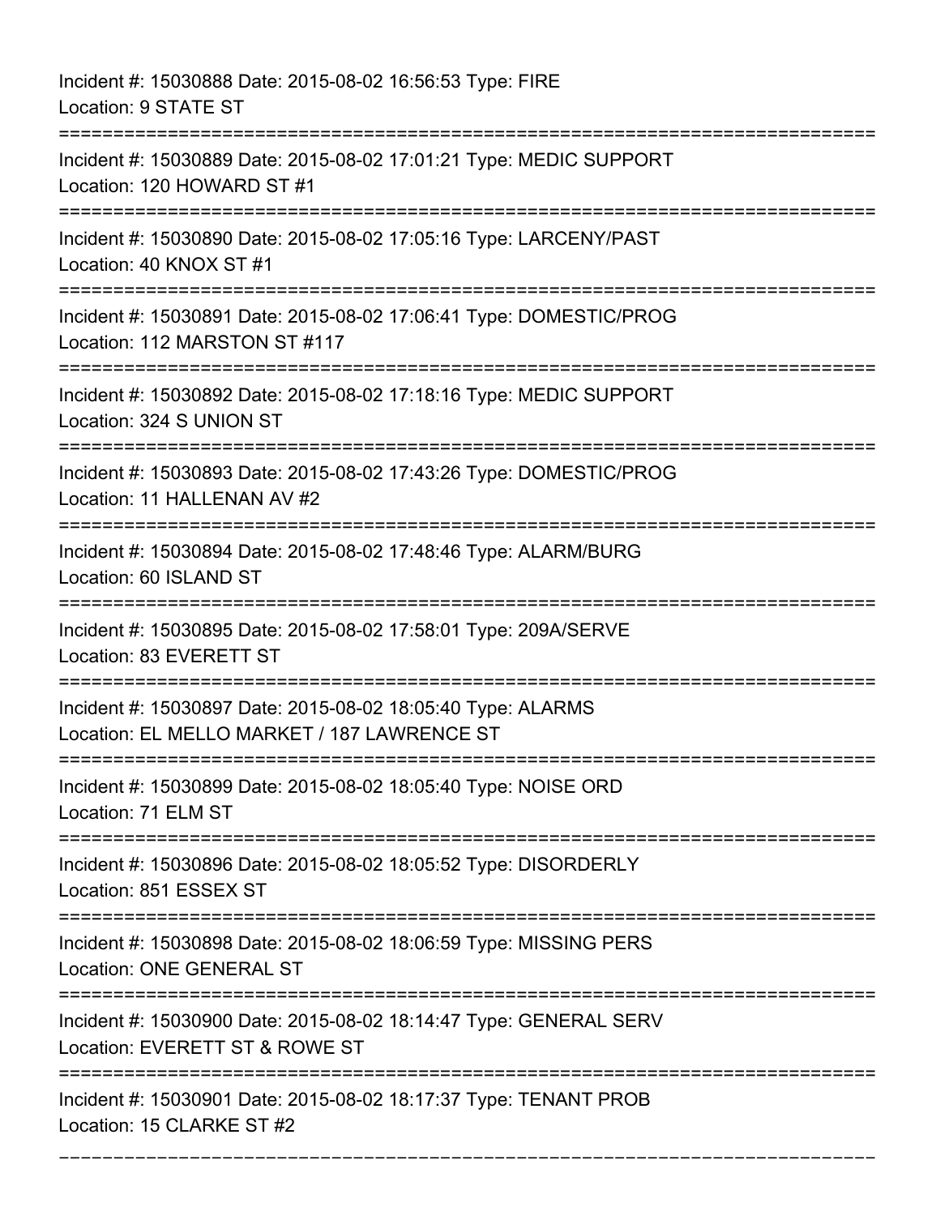Incident #: 15030888 Date: 2015-08-02 16:56:53 Type: FIRE
Location: 9 STATE ST

===========================================================================

Incident #: 15030889 Date: 2015-08-02 17:01:21 Type: MEDIC SUPPORT
Location: 120 HOWARD ST #1

===========================================================================

Incident #: 15030890 Date: 2015-08-02 17:05:16 Type: LARCENY/PAST
Location: 40 KNOX ST #1

===========================================================================

Incident #: 15030891 Date: 2015-08-02 17:06:41 Type: DOMESTIC/PROG
Location: 112 MARSTON ST #117

===========================================================================

Incident #: 15030892 Date: 2015-08-02 17:18:16 Type: MEDIC SUPPORT
Location: 324 S UNION ST

===========================================================================

Incident #: 15030893 Date: 2015-08-02 17:43:26 Type: DOMESTIC/PROG
Location: 11 HALLENAN AV #2

===========================================================================

Incident #: 15030894 Date: 2015-08-02 17:48:46 Type: ALARM/BURG
Location: 60 ISLAND ST

===========================================================================

Incident #: 15030895 Date: 2015-08-02 17:58:01 Type: 209A/SERVE
Location: 83 EVERETT ST

===========================================================================

Incident #: 15030897 Date: 2015-08-02 18:05:40 Type: ALARMS
Location: EL MELLO MARKET / 187 LAWRENCE ST

===========================================================================

Incident #: 15030899 Date: 2015-08-02 18:05:40 Type: NOISE ORD
Location: 71 ELM ST

===========================================================================

Incident #: 15030896 Date: 2015-08-02 18:05:52 Type: DISORDERLY
Location: 851 ESSEX ST

===========================================================================

Incident #: 15030898 Date: 2015-08-02 18:06:59 Type: MISSING PERS
Location: ONE GENERAL ST

===========================================================================

Incident #: 15030900 Date: 2015-08-02 18:14:47 Type: GENERAL SERV
Location: EVERETT ST & ROWE ST

===========================================================================

Incident #: 15030901 Date: 2015-08-02 18:17:37 Type: TENANT PROB
Location: 15 CLARKE ST #2

---------------------------------------------------------------------------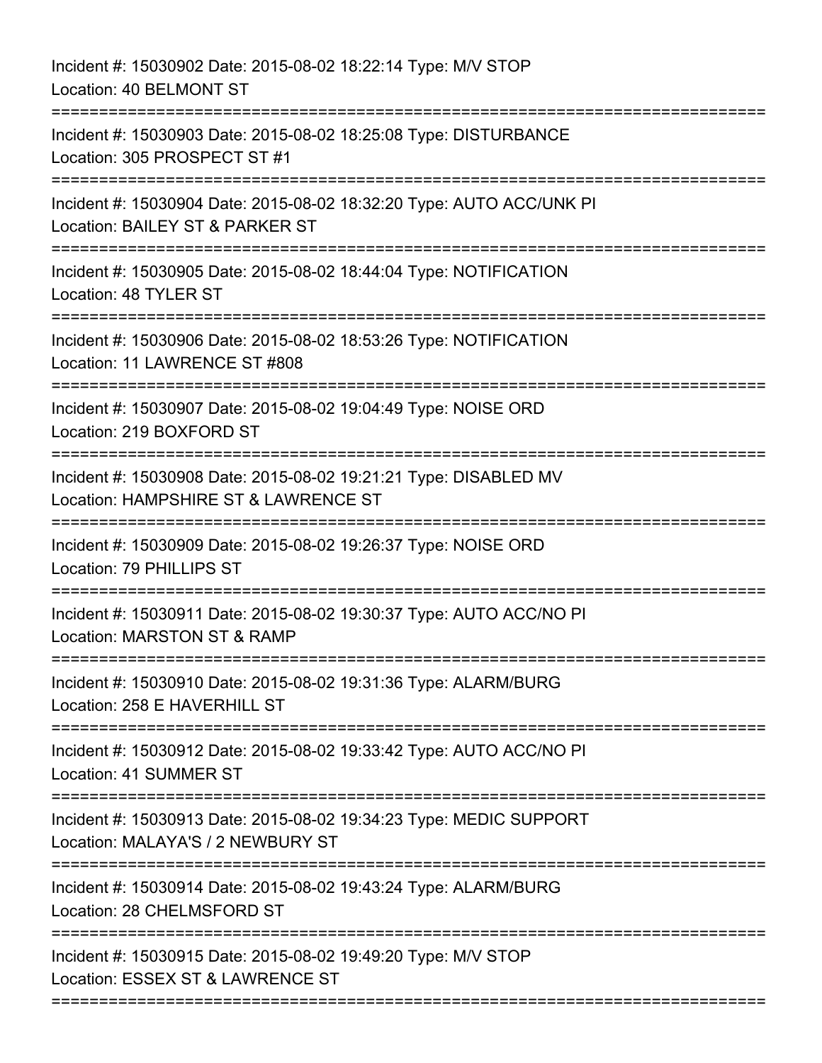Incident #: 15030902 Date: 2015-08-02 18:22:14 Type: M/V STOP
Location: 40 BELMONT ST

===========================================================================

Incident #: 15030903 Date: 2015-08-02 18:25:08 Type: DISTURBANCE
Location: 305 PROSPECT ST #1

===========================================================================

Incident #: 15030904 Date: 2015-08-02 18:32:20 Type: AUTO ACC/UNK PI
Location: BAILEY ST & PARKER ST

===========================================================================

Incident #: 15030905 Date: 2015-08-02 18:44:04 Type: NOTIFICATION
Location: 48 TYLER ST

===========================================================================

Incident #: 15030906 Date: 2015-08-02 18:53:26 Type: NOTIFICATION
Location: 11 LAWRENCE ST #808

===========================================================================

Incident #: 15030907 Date: 2015-08-02 19:04:49 Type: NOISE ORD
Location: 219 BOXFORD ST

===========================================================================

Incident #: 15030908 Date: 2015-08-02 19:21:21 Type: DISABLED MV
Location: HAMPSHIRE ST & LAWRENCE ST

===========================================================================

Incident #: 15030909 Date: 2015-08-02 19:26:37 Type: NOISE ORD
Location: 79 PHILLIPS ST

===========================================================================

Incident #: 15030911 Date: 2015-08-02 19:30:37 Type: AUTO ACC/NO PI
Location: MARSTON ST & RAMP

===========================================================================

Incident #: 15030910 Date: 2015-08-02 19:31:36 Type: ALARM/BURG
Location: 258 E HAVERHILL ST

===========================================================================

Incident #: 15030912 Date: 2015-08-02 19:33:42 Type: AUTO ACC/NO PI
Location: 41 SUMMER ST

===========================================================================

Incident #: 15030913 Date: 2015-08-02 19:34:23 Type: MEDIC SUPPORT
Location: MALAYA'S / 2 NEWBURY ST

===========================================================================

Incident #: 15030914 Date: 2015-08-02 19:43:24 Type: ALARM/BURG
Location: 28 CHELMSFORD ST

===========================================================================

Incident #: 15030915 Date: 2015-08-02 19:49:20 Type: M/V STOP
Location: ESSEX ST & LAWRENCE ST

===========================================================================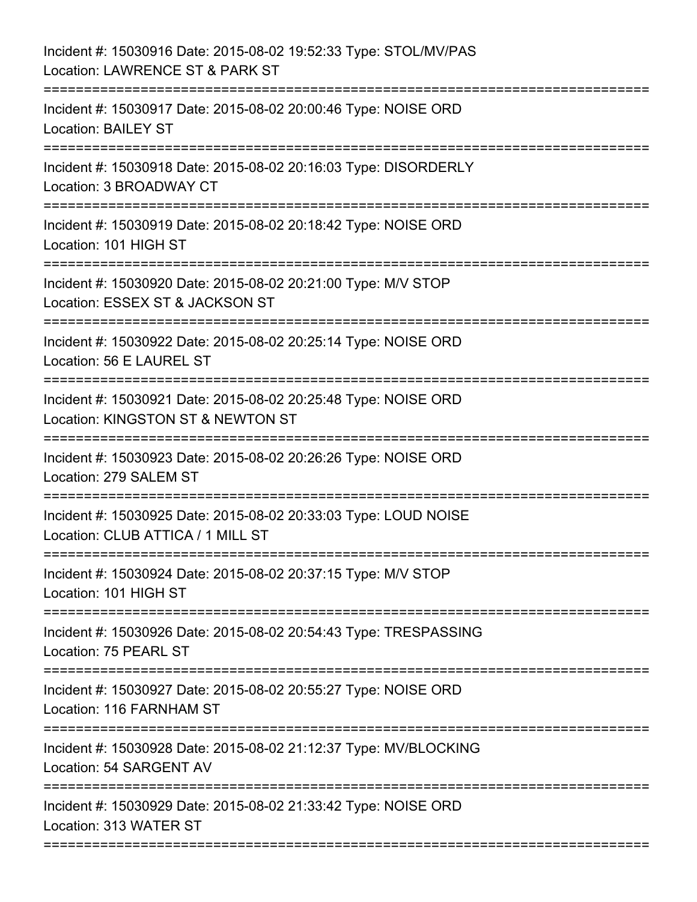Incident #: 15030916 Date: 2015-08-02 19:52:33 Type: STOL/MV/PAS
Location: LAWRENCE ST & PARK ST

===========================================================================

Incident #: 15030917 Date: 2015-08-02 20:00:46 Type: NOISE ORD
Location: BAILEY ST

===========================================================================

Incident #: 15030918 Date: 2015-08-02 20:16:03 Type: DISORDERLY
Location: 3 BROADWAY CT

===========================================================================

Incident #: 15030919 Date: 2015-08-02 20:18:42 Type: NOISE ORD
Location: 101 HIGH ST

===========================================================================

Incident #: 15030920 Date: 2015-08-02 20:21:00 Type: M/V STOP
Location: ESSEX ST & JACKSON ST

===========================================================================

Incident #: 15030922 Date: 2015-08-02 20:25:14 Type: NOISE ORD
Location: 56 E LAUREL ST

===========================================================================

Incident #: 15030921 Date: 2015-08-02 20:25:48 Type: NOISE ORD
Location: KINGSTON ST & NEWTON ST

===========================================================================

Incident #: 15030923 Date: 2015-08-02 20:26:26 Type: NOISE ORD
Location: 279 SALEM ST

===========================================================================

Incident #: 15030925 Date: 2015-08-02 20:33:03 Type: LOUD NOISE
Location: CLUB ATTICA / 1 MILL ST

===========================================================================

Incident #: 15030924 Date: 2015-08-02 20:37:15 Type: M/V STOP
Location: 101 HIGH ST

===========================================================================

Incident #: 15030926 Date: 2015-08-02 20:54:43 Type: TRESPASSING
Location: 75 PEARL ST

===========================================================================

Incident #: 15030927 Date: 2015-08-02 20:55:27 Type: NOISE ORD
Location: 116 FARNHAM ST

===========================================================================

Incident #: 15030928 Date: 2015-08-02 21:12:37 Type: MV/BLOCKING
Location: 54 SARGENT AV

===========================================================================

Incident #: 15030929 Date: 2015-08-02 21:33:42 Type: NOISE ORD
Location: 313 WATER ST

===========================================================================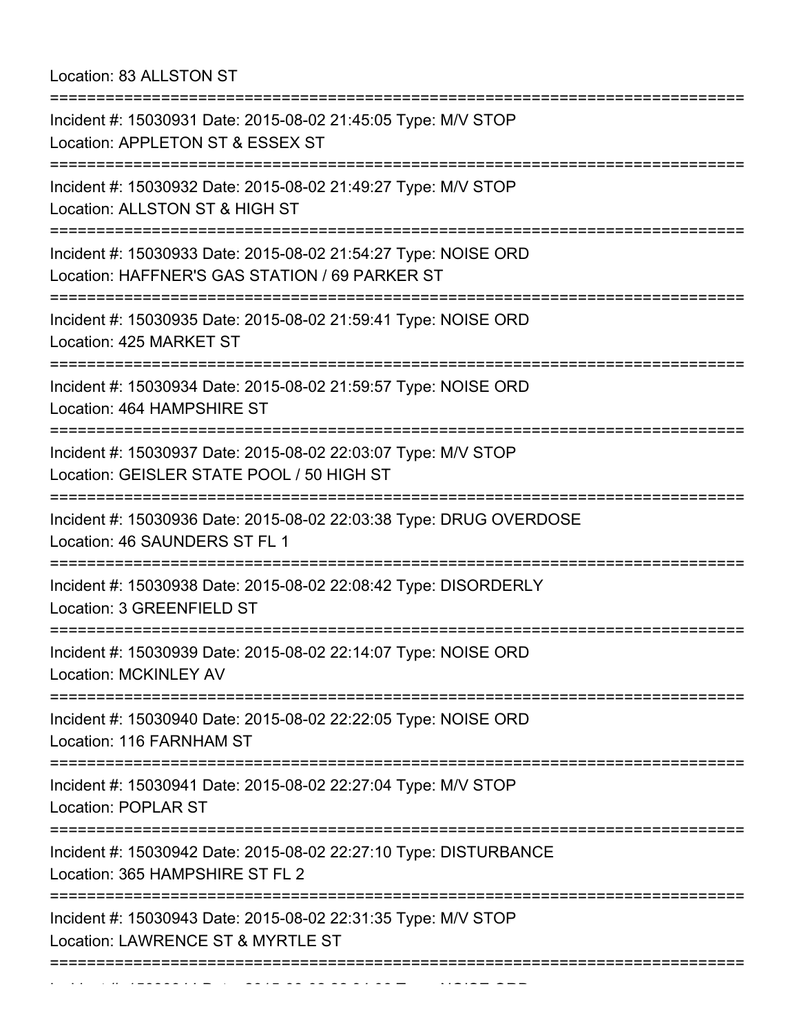Location: 83 ALLSTON ST

===========================================================================

Incident #: 15030931 Date: 2015-08-02 21:45:05 Type: M/V STOP
Location: APPLETON ST & ESSEX ST

===========================================================================

Incident #: 15030932 Date: 2015-08-02 21:49:27 Type: M/V STOP
Location: ALLSTON ST & HIGH ST

===========================================================================

Incident #: 15030933 Date: 2015-08-02 21:54:27 Type: NOISE ORD
Location: HAFFNER'S GAS STATION / 69 PARKER ST

===========================================================================

Incident #: 15030935 Date: 2015-08-02 21:59:41 Type: NOISE ORD
Location: 425 MARKET ST

===========================================================================

Incident #: 15030934 Date: 2015-08-02 21:59:57 Type: NOISE ORD
Location: 464 HAMPSHIRE ST

===========================================================================

Incident #: 15030937 Date: 2015-08-02 22:03:07 Type: M/V STOP
Location: GEISLER STATE POOL / 50 HIGH ST

===========================================================================

Incident #: 15030936 Date: 2015-08-02 22:03:38 Type: DRUG OVERDOSE
Location: 46 SAUNDERS ST FL 1

===========================================================================

Incident #: 15030938 Date: 2015-08-02 22:08:42 Type: DISORDERLY
Location: 3 GREENFIELD ST

===========================================================================

Incident #: 15030939 Date: 2015-08-02 22:14:07 Type: NOISE ORD
Location: MCKINLEY AV

===========================================================================

Incident #: 15030940 Date: 2015-08-02 22:22:05 Type: NOISE ORD
Location: 116 FARNHAM ST

===========================================================================

Incident #: 15030941 Date: 2015-08-02 22:27:04 Type: M/V STOP
Location: POPLAR ST

===========================================================================

Incident #: 15030942 Date: 2015-08-02 22:27:10 Type: DISTURBANCE
Location: 365 HAMPSHIRE ST FL 2

===========================================================================

Incident #: 15030943 Date: 2015-08-02 22:31:35 Type: M/V STOP
Location: LAWRENCE ST & MYRTLE ST

===========================================================================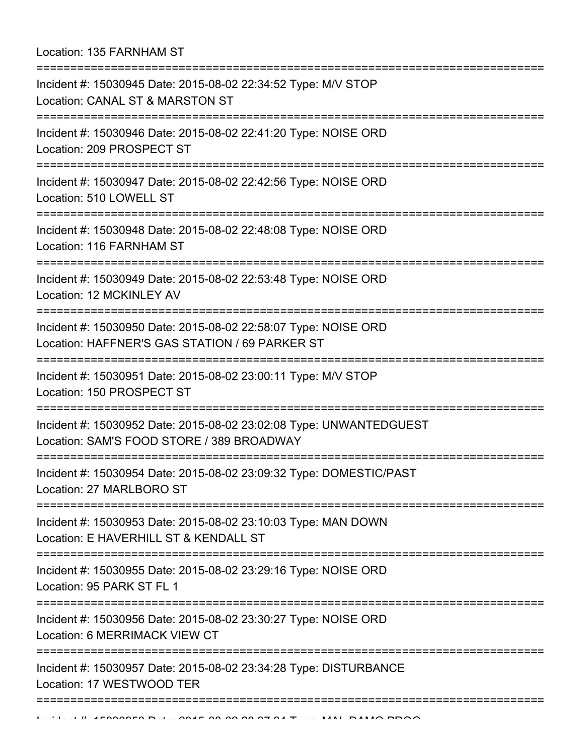Location: 135 FARNHAM ST

===========================================================================

Incident #: 15030945 Date: 2015-08-02 22:34:52 Type: M/V STOP
Location: CANAL ST & MARSTON ST

===========================================================================

Incident #: 15030946 Date: 2015-08-02 22:41:20 Type: NOISE ORD
Location: 209 PROSPECT ST

===========================================================================

Incident #: 15030947 Date: 2015-08-02 22:42:56 Type: NOISE ORD
Location: 510 LOWELL ST

===========================================================================

Incident #: 15030948 Date: 2015-08-02 22:48:08 Type: NOISE ORD
Location: 116 FARNHAM ST

===========================================================================

Incident #: 15030949 Date: 2015-08-02 22:53:48 Type: NOISE ORD
Location: 12 MCKINLEY AV

===========================================================================

Incident #: 15030950 Date: 2015-08-02 22:58:07 Type: NOISE ORD
Location: HAFFNER'S GAS STATION / 69 PARKER ST

===========================================================================

Incident #: 15030951 Date: 2015-08-02 23:00:11 Type: M/V STOP
Location: 150 PROSPECT ST

===========================================================================

Incident #: 15030952 Date: 2015-08-02 23:02:08 Type: UNWANTEDGUEST
Location: SAM'S FOOD STORE / 389 BROADWAY

===========================================================================

Incident #: 15030954 Date: 2015-08-02 23:09:32 Type: DOMESTIC/PAST
Location: 27 MARLBORO ST

===========================================================================

Incident #: 15030953 Date: 2015-08-02 23:10:03 Type: MAN DOWN
Location: E HAVERHILL ST & KENDALL ST

===========================================================================

Incident #: 15030955 Date: 2015-08-02 23:29:16 Type: NOISE ORD
Location: 95 PARK ST FL 1

===========================================================================

Incident #: 15030956 Date: 2015-08-02 23:30:27 Type: NOISE ORD
Location: 6 MERRIMACK VIEW CT

===========================================================================

Incident #: 15030957 Date: 2015-08-02 23:34:28 Type: DISTURBANCE
Location: 17 WESTWOOD TER

===========================================================================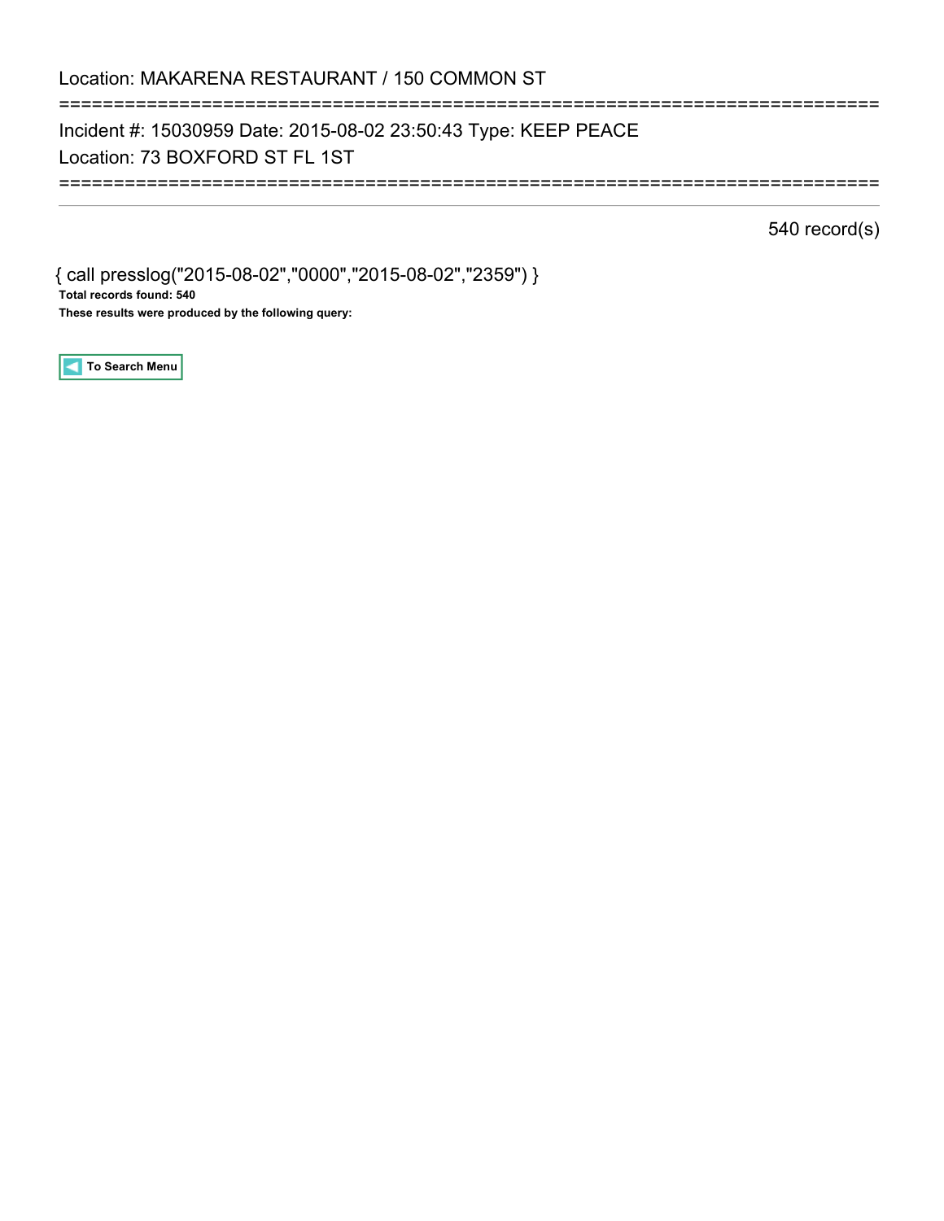Location: MAKARENA RESTAURANT / 150 COMMON ST

===========================================================================

Incident #: 15030959 Date: 2015-08-02 23:50:43 Type: KEEP PEACE

Location: 73 BOXFORD ST FL 1ST

===========================================================================

---

540 record(s)

{ call presslog("2015-08-02","0000","2015-08-02","2359") }

**Total records found: 540**

**These results were produced by the following query:**

**To Search Menu**